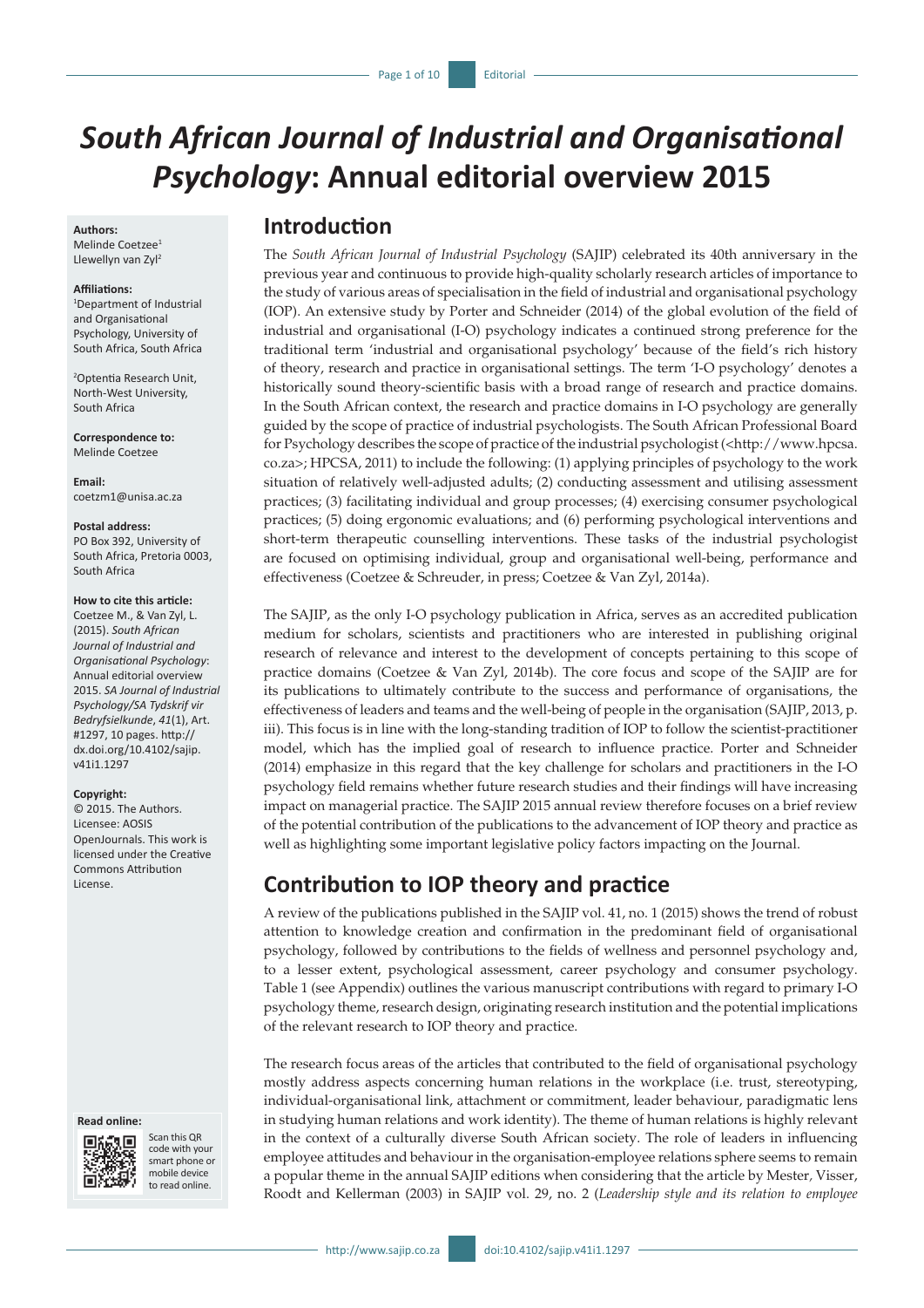# *South African Journal of Industrial and Organisational Psychology*: Annual editorial overview 2015

**Authors:**
Melinde Coetzee[1]
Llewellyn van Zyl[2]

**Affiliations:**
[1]Department of Industrial and Organisational Psychology, University of South Africa, South Africa

[2]Optentia Research Unit, North-West University, South Africa

**Correspondence to:**
Melinde Coetzee

**Email:**
coetzm1@unisa.ac.za

**Postal address:**
PO Box 392, University of South Africa, Pretoria 0003, South Africa

**How to cite this article:**
Coetzee M., & Van Zyl, L. (2015). *South African Journal of Industrial and Organisational Psychology*: Annual editorial overview 2015. *SA Journal of Industrial Psychology/SA Tydskrif vir Bedryfsielkunde*, *41*(1), Art. #1297, 10 pages. http://dx.doi.org/10.4102/sajip.v41i1.1297

**Copyright:**
© 2015. The Authors. Licensee: AOSIS OpenJournals. This work is licensed under the Creative Commons Attribution License.

**Read online:**
Scan this QR code with your smart phone or mobile device to read online.

## Introduction

The *South African Journal of Industrial Psychology* (SAJIP) celebrated its 40th anniversary in the previous year and continuous to provide high-quality scholarly research articles of importance to the study of various areas of specialisation in the field of industrial and organisational psychology (IOP). An extensive study by Porter and Schneider (2014) of the global evolution of the field of industrial and organisational (I-O) psychology indicates a continued strong preference for the traditional term 'industrial and organisational psychology' because of the field's rich history of theory, research and practice in organisational settings. The term 'I-O psychology' denotes a historically sound theory-scientific basis with a broad range of research and practice domains. In the South African context, the research and practice domains in I-O psychology are generally guided by the scope of practice of industrial psychologists. The South African Professional Board for Psychology describes the scope of practice of the industrial psychologist (<http://www.hpcsa.co.za>; HPCSA, 2011) to include the following: (1) applying principles of psychology to the work situation of relatively well-adjusted adults; (2) conducting assessment and utilising assessment practices; (3) facilitating individual and group processes; (4) exercising consumer psychological practices; (5) doing ergonomic evaluations; and (6) performing psychological interventions and short-term therapeutic counselling interventions. These tasks of the industrial psychologist are focused on optimising individual, group and organisational well-being, performance and effectiveness (Coetzee & Schreuder, in press; Coetzee & Van Zyl, 2014a).

The SAJIP, as the only I-O psychology publication in Africa, serves as an accredited publication medium for scholars, scientists and practitioners who are interested in publishing original research of relevance and interest to the development of concepts pertaining to this scope of practice domains (Coetzee & Van Zyl, 2014b). The core focus and scope of the SAJIP are for its publications to ultimately contribute to the success and performance of organisations, the effectiveness of leaders and teams and the well-being of people in the organisation (SAJIP, 2013, p. iii). This focus is in line with the long-standing tradition of IOP to follow the scientist-practitioner model, which has the implied goal of research to influence practice. Porter and Schneider (2014) emphasize in this regard that the key challenge for scholars and practitioners in the I-O psychology field remains whether future research studies and their findings will have increasing impact on managerial practice. The SAJIP 2015 annual review therefore focuses on a brief review of the potential contribution of the publications to the advancement of IOP theory and practice as well as highlighting some important legislative policy factors impacting on the Journal.

## Contribution to IOP theory and practice

A review of the publications published in the SAJIP vol. 41, no. 1 (2015) shows the trend of robust attention to knowledge creation and confirmation in the predominant field of organisational psychology, followed by contributions to the fields of wellness and personnel psychology and, to a lesser extent, psychological assessment, career psychology and consumer psychology. Table 1 (see Appendix) outlines the various manuscript contributions with regard to primary I-O psychology theme, research design, originating research institution and the potential implications of the relevant research to IOP theory and practice.

The research focus areas of the articles that contributed to the field of organisational psychology mostly address aspects concerning human relations in the workplace (i.e. trust, stereotyping, individual-organisational link, attachment or commitment, leader behaviour, paradigmatic lens in studying human relations and work identity). The theme of human relations is highly relevant in the context of a culturally diverse South African society. The role of leaders in influencing employee attitudes and behaviour in the organisation-employee relations sphere seems to remain a popular theme in the annual SAJIP editions when considering that the article by Mester, Visser, Roodt and Kellerman (2003) in SAJIP vol. 29, no. 2 (*Leadership style and its relation to employee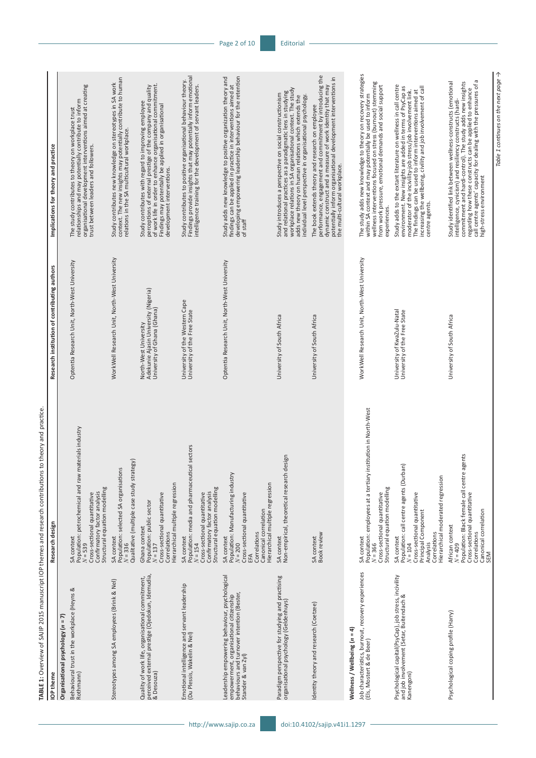**TABLE 1:** Overview of SAJIP 2015 manuscript IOP themes and research contributions to theory and practice.

| IOP theme | Research design | Research institution of contributing authors | Implications for theory and practice |
|---|---|---|---|
| **Organisational psychology ($n$ = 7)** | | | |
| Behavioural trust in the workplace (Heyns & Rothmann) | SA context<br>Population: petrochemical and raw materials industry<br>$N$ = 539<br>Cross-sectional quantitative<br>Confirmatory factor analysis<br>Structural equation modelling | Optentia Research Unit, North-West University | The study contributes to theory on workplace trust relationships and may potentially contribute to inform organisational development interventions aimed at creating trust between leaders and followers. |
| Stereotypes among SA employees (Brink & Nel) | SA context<br>Population: selected SA organisations<br>$N$ = 336<br>Qualitative (multiple case study strategy) | WorkWell Research Unit, North-West University | Study contributes new knowledge on stereotypes in SA work context. The new insights may potentially contribute to human relations in the SA multicultural workplace. |
| Quality of work life, organisational commitment, perceived external prestige (Ojedokun, Idemudia, & Desouza) | Ghana context<br>Population: public sector<br>$N$ = 377<br>Cross-sectional quantitative<br>Correlations<br>Hierarchical multiple regression | North-West University<br>Adekunle Ajasin University (Nigeria)<br>University of Ghana (Ghana) | Study contributes with regard to improving employee perceptions of external prestige of the company and quality of work life in order to enhance organisational commitment. Findings may potentially be applied in organisational development interventions. |
| Emotional intelligence and servant leadership (Du Plessis, Wakelin & Nel) | SA context<br>Population: media and pharmaceutical sectors<br>$N$ = 154<br>Cross-sectional quantitative<br>Confirmatory factor analysis<br>Structural equation modelling | University of the Western Cape<br>University of the Free State | Study contributes to positive organisational behaviour theory. Findings provide insights that may potentially inform emotional intelligence training for the development of servant leaders. |
| Leadership empowering behaviour, psychological empowerment, organisational citizenship behaviours and turnover intention (Bester, Stander & van Zyl) | SA context<br>Population: Manufacturing industry<br>$N$ = 200<br>Cross-sectional quantitative<br>EFA<br>Correlations<br>Canonical correlation<br>Hierarchical multiple regression | Optentia Research Unit, North-West University | Study adds new knowledge to positive organization theory and findings can be applied in practice in interventions aimed at developing empowering leadership behaviour for the retention of staff |
| Paradigm perspective for studying and practising organisational psychology (Geldenhuys) | SA context<br>Non-empirical, theoretical research design | University of South Africa | Study introduces a perspective on social constructionism and relational practices as a paradigmatic lens in studying workplace relations in SA organisational context. The study adds new theory on human relations which extends the individual level perspective in organisational psychology. |
| Identity theory and research (Coetzee) | SA context<br>Book review | University of South Africa | The book extends theory and research on employee performance, engagement and commitment by introducing the dynamic construct and a measure of work identity that may potentially inform organisational development interventions in the multi-cultural workplace. |
| **Wellness / Wellbeing ($n$ = 4)** | | | |
| Job characteristics, burnout, recovery experiences (Els, Mostert & de Beer) | SA context<br>Population: employees at a tertiary institution in North-West<br>$N$ = 366<br>Cross-sectional quantitative<br>Structural equation modelling | WorkWell Research Unit, North-West University | The study adds new knowledge to theory on recovery strategies within SA context and may potentially be used to inform wellness interventions focused on stress (burnout) stemming from work pressure, emotional demands and social support experiences. |
| Psychological capital (PsyCap), job stress, incivility and job involvement (Setar, Buitendach & Kanengoni) | SA context<br>Population: call centre agents (Durban)<br>$N$ = 104<br>Cross-sectional quantitative<br>Principal Component Analysis<br>Correlations<br>Hierarchical moderated regression | University of KwaZulu-Natal<br>University of the Free State | Study adds to the extant literature on wellness in call centre environment. New insights are added in terms of PsyCap as moderator of the incivility-job stress/job involvement link. The findings can be used to inform interventions aimed at increasing the wellbeing, civility and job involvement of call centre agents. |
| Psychological coping profile (Harry) | African context<br>$N$ = 409<br>Population: Black female call centre agents<br>Cross-sectional quantitative<br>Correlations<br>Canonical correlation<br>SEM | University of South Africa | Study identified link between wellness-constructs (emotional intelligence, cynicism) and resiliency constructs (hardi-commitment and hardi-control). The study adds new insights regarding how these constructs can be applied to enhance call centre agents' capacity for dealing with the pressures of a high-stress environment |

*Table 1 continues on the next page →*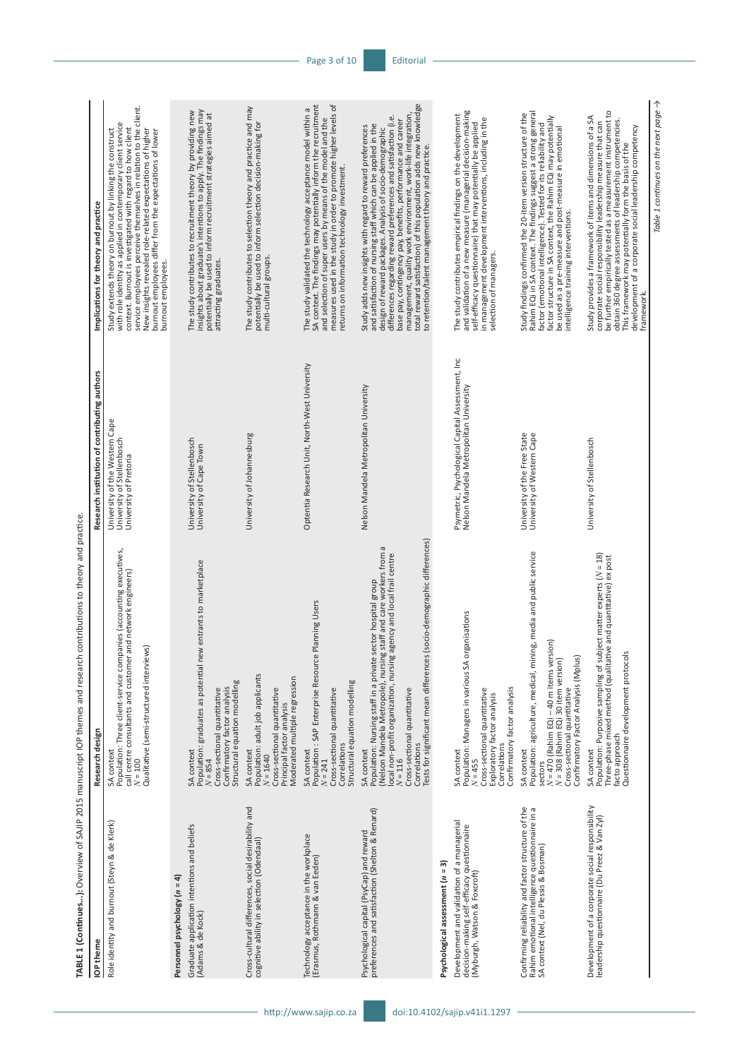**TABLE 1 (Continues...):** Overview of SAJIP 2015 manuscript IOP themes and research contributions to theory and practice.

| IOP theme | Research design | Research institution of contributing authors | Implications for theory and practice |
|---|---|---|---|
| Role identity and burnout (Steyn & de Klerk) | SA context<br>Population: Three client-service companies (accounting executives, call centre consultants and customer and network engineers)<br>$N = 100$<br>Qualitative (semi-structured interviews) | University of the Western Cape<br>University of Stellenbosch<br>University of Pretoria | Study extends theory on burnout by linking the construct with role identity as applied in contemporary client service context. Burnout is investigated with regard to how client service employees perceive themselves in relation to the client. New insights revealed role-related expectations of higher burnout employees differ from the expectations of lower burnout employees. |
| **Personnel psychology ($n = 4$)** | | | |
| Graduate application intentions and beliefs (Adams & de Kock) | SA context<br>Population: graduates as potential new entrants to marketplace<br>$N = 854$<br>Cross-sectional quantitative<br>Confirmatory factor analysis<br>Structural equation modelling | University of Stellenbosch<br>University of Cape Town | The study contributes to recruitment theory by providing new insights about graduate's intentions to apply. The findings may potentially be used to inform recruitment strategies aimed at attracting graduates. |
| Cross-cultural differences, social desirability and cognitive ability in selection (Odendaal) | SA context<br>Population: adult job applicants<br>$N = 1640$<br>Cross-sectional quantitative<br>Principal factor analysis<br>Moderated multiple regression | University of Johannesburg | The study contributes to selection theory and practice and may potentially be used to inform selection decision-making for multi-cultural groups. |
| Technology acceptance in the workplace (Erasmus, Rothmann & van Eeden) | SA context<br>Population : SAP Enterprise Resource Planning Users<br>$N = 241$<br>Cross-sectional quantitative<br>Correlations<br>Structural equation modelling | Optentia Research Unit, North-West University | The study validated the technology acceptance model within a SA context. The findings may potentially inform the recruitment and selection of super users by means of the model and the measures used in the study in order to promote higher levels of returns on information technology investment. |
| Psychological capital (PsyCap) and reward preferences and satisfaction (Shelton & Renard) | SA context<br>Population: Nursing staff in a private sector hospital group (Nelson Mandela Metropole), nursing staff and care workers from a local non-profit organization, nursing agency and local frail centre<br>$N = 116$<br>Cross-sectional quantitative<br>Correlations<br>Tests for significant mean differences (socio-demographic differences) | Nelson Mandela Metropolitan University | Study adds new insights with regard to reward preferences and satisfaction of nursing staff which can be applied in the design of reward packages. Analysis of socio-demographic differences regarding reward preferences and satisfaction (i.e. base pay, contingency pay, benefits, performance and career management, quality work environment, work-life integration, total reward satisfaction) of this population adds new knowledge to retention/talent management theory and practice. |
| **Psychological assessment ($n = 3$)** | | | |
| Development and validation of a managerial decision-making self-efficacy questionnaire (Myburgh, Watson & Foxcroft) | SA context<br>Population: Managers in various SA organisations<br>$N = 455$<br>Cross-sectional quantitative<br>Exploratory factor analysis<br>Correlations<br>Confirmatory factor analysis | Psymetric, Psychological Capital Assessment, Inc<br>Nelson Mandela Metropolitan University | The study contributes empirical findings on the development and validation of a new measure (managerial decision-making self-efficacy questionnaire) that may potentially be applied in management development interventions, including in the selection of managers. |
| Confirming reliability and factor structure of the Rahim emotional intelligence questionnaire in a SA context (Nel, du Plessis & Bosman) | SA context<br>Population: agriculture, medical, mining, media and public service sectors<br>$N = 470$ (Rahim EQi – 40 m items version)<br>$N = 308$ (Rahim EQi 30 item version)<br>Cross-sectional quantitative<br>Confirmatory Factor Analysis (Mplus) | University of the Free State<br>University of Western Cape | Study findings confirmed the 20-item version structure of the Rahim EQi in SA context. The findings suggest a strong general factor (emotional intelligence). Tested for its reliability and factor structure in SA context, the Rahim EQi may potentially be used as a pre-measure and post-measure in emotional intelligence training interventions. |
| Development of a corporate social responsibility leadership questionnaire (Du Preez & Van Zyl) | SA context<br>Population: Purposive sampling of subject matter experts ($N = 18$)<br>Three-phase mixed method (qualitative and quantitative) ex post facto approach<br>Questionnaire development protocols | University of Stellenbosch | Study provides a framework of items and dimensions of a SA corporate social responsibility leadership measure that can be further empirically tested as a measurement instrument to obtain 360 degree assessments of leadership competencies. This framework may potentially form the basis of the development of a corporate social leadership competency framework. |

*Table 1 continues on the next page →*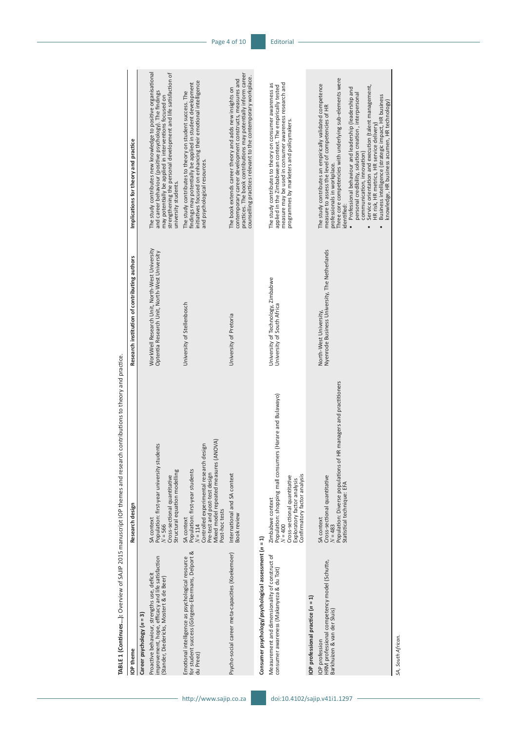**TABLE 1 (Continues...):** Overview of SAJIP 2015 manuscript IOP themes and research contributions to theory and practice.

| IOP theme | Research design | Research institution of contributing authors | Implications for theory and practice |
| --- | --- | --- | --- |
| **Career psychology (*n* = 3)** | | | |
| Proactive behaviour, strengths use, deficit improvement, hope, efficacy and life satisfaction (Stander, Diedericks, Mostert & de Beer) | SA context<br>Population: first-year university students<br>*N* = 566<br>Cross-sectional quantitative<br>Structural equation modelling | WorkWell Research Unit, North-West University<br>Optentia Research Unit, North-West University | The study contributes new knowledge to positive organisational and career behaviour (positive psychology). The findings may potentially be applied in interventions focused on strengthening the personal development and life satisfaction of university students. |
| Emotional intelligence as psychological resource for student success (Görgens-Ekermans, Delport & du Preez) | SA context<br>Population: first-year students<br>*N* = 114<br>Controlled experimental research design<br>Pre-test and post-test design<br>Mixed model repeated measures (ANOVA)<br>Post-hoc tests | University of Stellenbosch | The study contributes to theory on student success. The findings may potentially be applied in student development initiatives focused on enhancing their emotional intelligence and psychological resources. |
| Psycho-social career meta-capacities (Koekemoer) | International and SA context<br>Book review | University of Pretoria | The book extends career theory and adds new insights on contemporary career development constructs, measures and practices. The book contributions may potentially inform career counselling practices relevant to the contemporary workplace. |
| **Consumer psychology/psychological assessment (*n* = 1)** | | | |
| Measurement and dimensionality of construct of consumer awareness (Makanyeza & du Toit) | Zimbabwe context<br>Population: shopping mall consumers (Harare and Bulawayo)<br>*N* = 400<br>Cross-sectional quantitative<br>Exploratory factor analysis<br>Confirmatory factor analysis | University of Technology, Zimbabwe<br>University of South Africa | The study contributes to theory on consumer awareness as applied in the Zimbabwean context. The empirically tested measure may be used in consumer awareness research and programmes by marketers and policymakers. |
| **IOP professional practice (*n* = 1)** | | | |
| IOP profession<br>HRM professional competency model (Schutte, Barkhuizen & van der Sluis) | SA context<br>Cross-sectional quantitative<br>*N* = 483<br>Population: Diverse populations of HR managers and practitioners<br>Statistical technique: EFA | North-West University,<br>Nyenrode Business University, The Netherlands | The study contributes an empirically validated competence measure to assess the level of competencies of HR professionals in workplace.<br>Three core competencies with underlying sub-elements were identified:<br>• Professional behaviour and leadership (leadership and personal credibility, solution creation, interpersonal communication, innovation)<br>• Service orientation and execution (talent management, HR risk, HR metrics, HR service delivery)<br>• Business intelligence (strategic impact, HR business knowledge, HR business acumen, HR technology) |

*SA, South African.*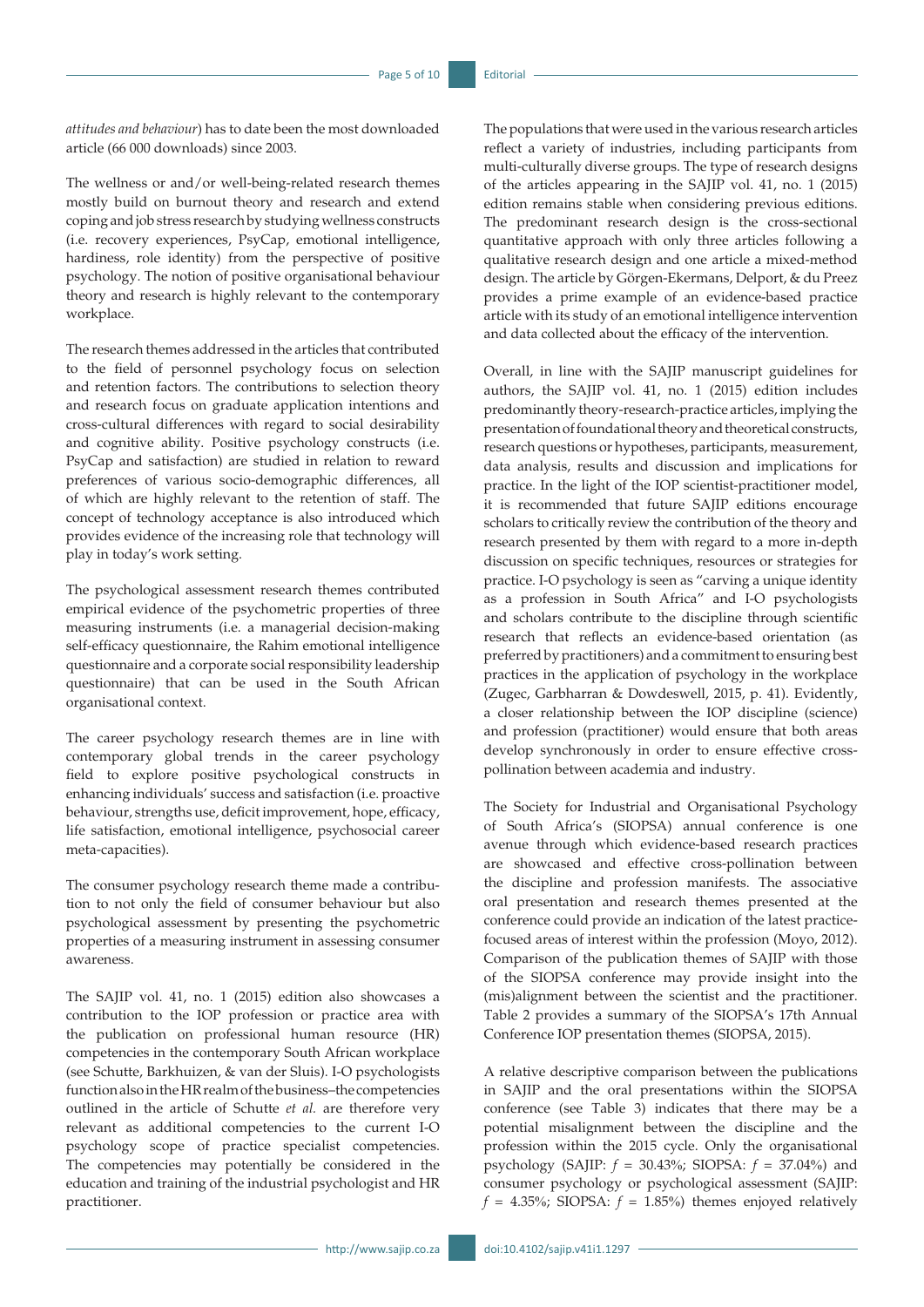*attitudes and behaviour*) has to date been the most downloaded article (66 000 downloads) since 2003.

The wellness or and/or well-being-related research themes mostly build on burnout theory and research and extend coping and job stress research by studying wellness constructs (i.e. recovery experiences, PsyCap, emotional intelligence, hardiness, role identity) from the perspective of positive psychology. The notion of positive organisational behaviour theory and research is highly relevant to the contemporary workplace.

The research themes addressed in the articles that contributed to the field of personnel psychology focus on selection and retention factors. The contributions to selection theory and research focus on graduate application intentions and cross-cultural differences with regard to social desirability and cognitive ability. Positive psychology constructs (i.e. PsyCap and satisfaction) are studied in relation to reward preferences of various socio-demographic differences, all of which are highly relevant to the retention of staff. The concept of technology acceptance is also introduced which provides evidence of the increasing role that technology will play in today's work setting.

The psychological assessment research themes contributed empirical evidence of the psychometric properties of three measuring instruments (i.e. a managerial decision-making self-efficacy questionnaire, the Rahim emotional intelligence questionnaire and a corporate social responsibility leadership questionnaire) that can be used in the South African organisational context.

The career psychology research themes are in line with contemporary global trends in the career psychology field to explore positive psychological constructs in enhancing individuals' success and satisfaction (i.e. proactive behaviour, strengths use, deficit improvement, hope, efficacy, life satisfaction, emotional intelligence, psychosocial career meta-capacities).

The consumer psychology research theme made a contribution to not only the field of consumer behaviour but also psychological assessment by presenting the psychometric properties of a measuring instrument in assessing consumer awareness.

The SAJIP vol. 41, no. 1 (2015) edition also showcases a contribution to the IOP profession or practice area with the publication on professional human resource (HR) competencies in the contemporary South African workplace (see Schutte, Barkhuizen, & van der Sluis). I-O psychologists function also in the HR realm of the business–the competencies outlined in the article of Schutte *et al.* are therefore very relevant as additional competencies to the current I-O psychology scope of practice specialist competencies. The competencies may potentially be considered in the education and training of the industrial psychologist and HR practitioner.

The populations that were used in the various research articles reflect a variety of industries, including participants from multi-culturally diverse groups. The type of research designs of the articles appearing in the SAJIP vol. 41, no. 1 (2015) edition remains stable when considering previous editions. The predominant research design is the cross-sectional quantitative approach with only three articles following a qualitative research design and one article a mixed-method design. The article by Görgen-Ekermans, Delport, & du Preez provides a prime example of an evidence-based practice article with its study of an emotional intelligence intervention and data collected about the efficacy of the intervention.

Overall, in line with the SAJIP manuscript guidelines for authors, the SAJIP vol. 41, no. 1 (2015) edition includes predominantly theory-research-practice articles, implying the presentation of foundational theory and theoretical constructs, research questions or hypotheses, participants, measurement, data analysis, results and discussion and implications for practice. In the light of the IOP scientist-practitioner model, it is recommended that future SAJIP editions encourage scholars to critically review the contribution of the theory and research presented by them with regard to a more in-depth discussion on specific techniques, resources or strategies for practice. I-O psychology is seen as "carving a unique identity as a profession in South Africa" and I-O psychologists and scholars contribute to the discipline through scientific research that reflects an evidence-based orientation (as preferred by practitioners) and a commitment to ensuring best practices in the application of psychology in the workplace (Zugec, Garbharran & Dowdeswell, 2015, p. 41). Evidently, a closer relationship between the IOP discipline (science) and profession (practitioner) would ensure that both areas develop synchronously in order to ensure effective cross-pollination between academia and industry.

The Society for Industrial and Organisational Psychology of South Africa's (SIOPSA) annual conference is one avenue through which evidence-based research practices are showcased and effective cross-pollination between the discipline and profession manifests. The associative oral presentation and research themes presented at the conference could provide an indication of the latest practice-focused areas of interest within the profession (Moyo, 2012). Comparison of the publication themes of SAJIP with those of the SIOPSA conference may provide insight into the (mis)alignment between the scientist and the practitioner. Table 2 provides a summary of the SIOPSA's 17th Annual Conference IOP presentation themes (SIOPSA, 2015).

A relative descriptive comparison between the publications in SAJIP and the oral presentations within the SIOPSA conference (see Table 3) indicates that there may be a potential misalignment between the discipline and the profession within the 2015 cycle. Only the organisational psychology (SAJIP: $f$ = 30.43%; SIOPSA: $f$ = 37.04%) and consumer psychology or psychological assessment (SAJIP: $f$ = 4.35%; SIOPSA: $f$ = 1.85%) themes enjoyed relatively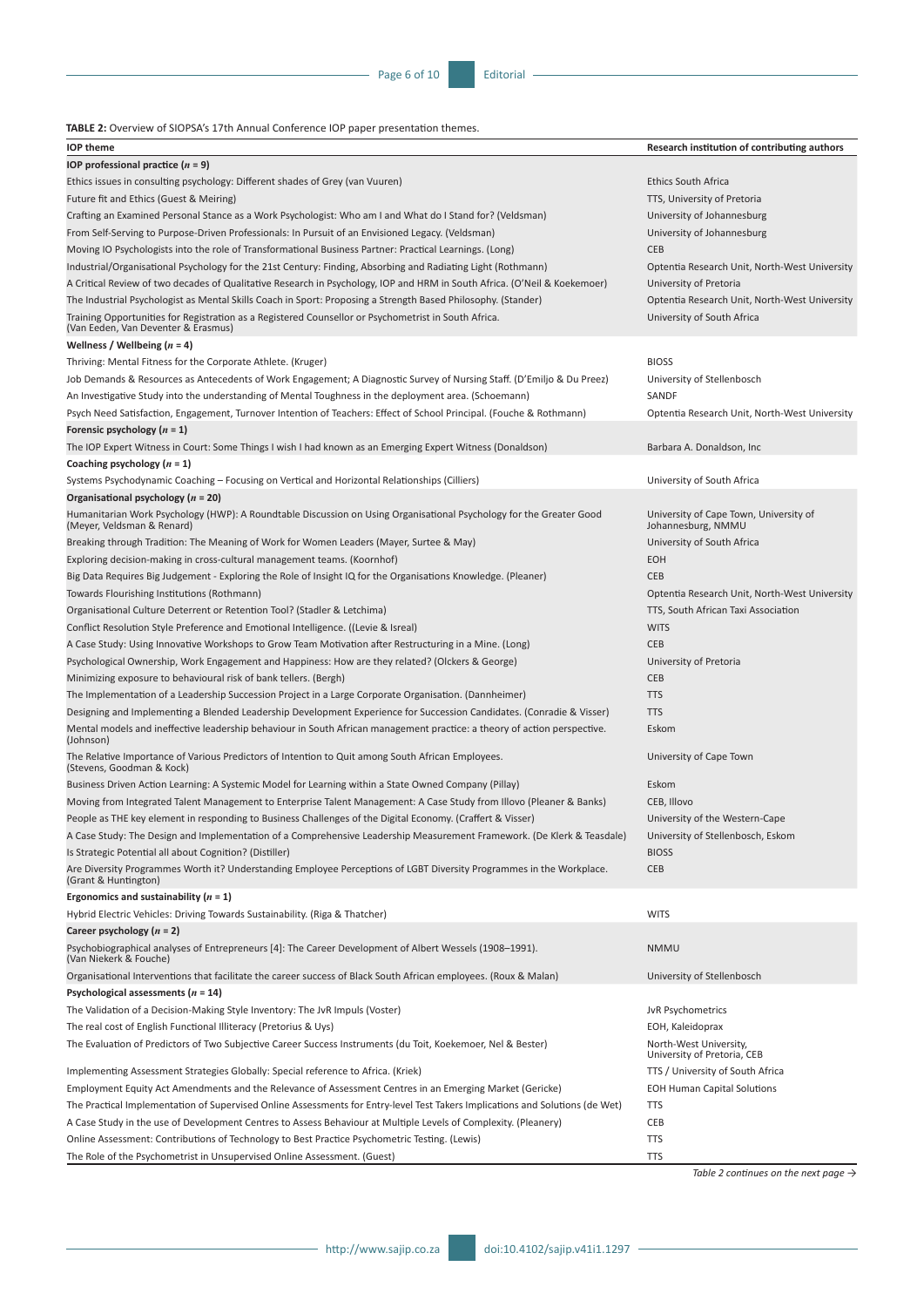**TABLE 2:** Overview of SIOPSA's 17th Annual Conference IOP paper presentation themes.

| IOP theme | Research institution of contributing authors |
|---|---|
| **IOP professional practice ($n$ = 9)** | |
| Ethics issues in consulting psychology: Different shades of Grey (van Vuuren) | Ethics South Africa |
| Future fit and Ethics (Guest & Meiring) | TTS, University of Pretoria |
| Crafting an Examined Personal Stance as a Work Psychologist: Who am I and What do I Stand for? (Veldsman) | University of Johannesburg |
| From Self-Serving to Purpose-Driven Professionals: In Pursuit of an Envisioned Legacy. (Veldsman) | University of Johannesburg |
| Moving IO Psychologists into the role of Transformational Business Partner: Practical Learnings. (Long) | CEB |
| Industrial/Organisational Psychology for the 21st Century: Finding, Absorbing and Radiating Light (Rothmann) | Optentia Research Unit, North-West University |
| A Critical Review of two decades of Qualitative Research in Psychology, IOP and HRM in South Africa. (O'Neil & Koekemoer) | University of Pretoria |
| The Industrial Psychologist as Mental Skills Coach in Sport: Proposing a Strength Based Philosophy. (Stander) | Optentia Research Unit, North-West University |
| Training Opportunities for Registration as a Registered Counsellor or Psychometrist in South Africa. (Van Eeden, Van Deventer & Erasmus) | University of South Africa |
| **Wellness / Wellbeing ($n$ = 4)** | |
| Thriving: Mental Fitness for the Corporate Athlete. (Kruger) | BIOSS |
| Job Demands & Resources as Antecedents of Work Engagement; A Diagnostic Survey of Nursing Staff. (D'Emiljo & Du Preez) | University of Stellenbosch |
| An Investigative Study into the understanding of Mental Toughness in the deployment area. (Schoemann) | SANDF |
| Psych Need Satisfaction, Engagement, Turnover Intention of Teachers: Effect of School Principal. (Fouche & Rothmann) | Optentia Research Unit, North-West University |
| **Forensic psychology ($n$ = 1)** | |
| The IOP Expert Witness in Court: Some Things I wish I had known as an Emerging Expert Witness (Donaldson) | Barbara A. Donaldson, Inc |
| **Coaching psychology ($n$ = 1)** | |
| Systems Psychodynamic Coaching – Focusing on Vertical and Horizontal Relationships (Cilliers) | University of South Africa |
| **Organisational psychology ($n$ = 20)** | |
| Humanitarian Work Psychology (HWP): A Roundtable Discussion on Using Organisational Psychology for the Greater Good (Meyer, Veldsman & Renard) | University of Cape Town, University of Johannesburg, NMMU |
| Breaking through Tradition: The Meaning of Work for Women Leaders (Mayer, Surtee & May) | University of South Africa |
| Exploring decision-making in cross-cultural management teams. (Koornhof) | EOH |
| Big Data Requires Big Judgement - Exploring the Role of Insight IQ for the Organisations Knowledge. (Pleaner) | CEB |
| Towards Flourishing Institutions (Rothmann) | Optentia Research Unit, North-West University |
| Organisational Culture Deterrent or Retention Tool? (Stadler & Letchima) | TTS, South African Taxi Association |
| Conflict Resolution Style Preference and Emotional Intelligence. ((Levie & Isreal) | WITS |
| A Case Study: Using Innovative Workshops to Grow Team Motivation after Restructuring in a Mine. (Long) | CEB |
| Psychological Ownership, Work Engagement and Happiness: How are they related? (Olckers & George) | University of Pretoria |
| Minimizing exposure to behavioural risk of bank tellers. (Bergh) | CEB |
| The Implementation of a Leadership Succession Project in a Large Corporate Organisation. (Dannheimer) | TTS |
| Designing and Implementing a Blended Leadership Development Experience for Succession Candidates. (Conradie & Visser) | TTS |
| Mental models and ineffective leadership behaviour in South African management practice: a theory of action perspective. (Johnson) | Eskom |
| The Relative Importance of Various Predictors of Intention to Quit among South African Employees. (Stevens, Goodman & Kock) | University of Cape Town |
| Business Driven Action Learning: A Systemic Model for Learning within a State Owned Company (Pillay) | Eskom |
| Moving from Integrated Talent Management to Enterprise Talent Management: A Case Study from Illovo (Pleaner & Banks) | CEB, Illovo |
| People as THE key element in responding to Business Challenges of the Digital Economy. (Craffert & Visser) | University of the Western-Cape |
| A Case Study: The Design and Implementation of a Comprehensive Leadership Measurement Framework. (De Klerk & Teasdale) | University of Stellenbosch, Eskom |
| Is Strategic Potential all about Cognition? (Distiller) | BIOSS |
| Are Diversity Programmes Worth it? Understanding Employee Perceptions of LGBT Diversity Programmes in the Workplace. (Grant & Huntington) | CEB |
| **Ergonomics and sustainability ($n$ = 1)** | |
| Hybrid Electric Vehicles: Driving Towards Sustainability. (Riga & Thatcher) | WITS |
| **Career psychology ($n$ = 2)** | |
| Psychobiographical analyses of Entrepreneurs [4]: The Career Development of Albert Wessels (1908–1991). (Van Niekerk & Fouche) | NMMU |
| Organisational Interventions that facilitate the career success of Black South African employees. (Roux & Malan) | University of Stellenbosch |
| **Psychological assessments ($n$ = 14)** | |
| The Validation of a Decision-Making Style Inventory: The JvR Impuls (Voster) | JvR Psychometrics |
| The real cost of English Functional Illiteracy (Pretorius & Uys) | EOH, Kaleidoprax |
| The Evaluation of Predictors of Two Subjective Career Success Instruments (du Toit, Koekemoer, Nel & Bester) | North-West University, University of Pretoria, CEB |
| Implementing Assessment Strategies Globally: Special reference to Africa. (Kriek) | TTS / University of South Africa |
| Employment Equity Act Amendments and the Relevance of Assessment Centres in an Emerging Market (Gericke) | EOH Human Capital Solutions |
| The Practical Implementation of Supervised Online Assessments for Entry-level Test Takers Implications and Solutions (de Wet) | TTS |
| A Case Study in the use of Development Centres to Assess Behaviour at Multiple Levels of Complexity. (Pleaneery) | CEB |
| Online Assessment: Contributions of Technology to Best Practice Psychometric Testing. (Lewis) | TTS |
| The Role of the Psychometrist in Unsupervised Online Assessment. (Guest) | TTS |

*Table 2 continues on the next page →*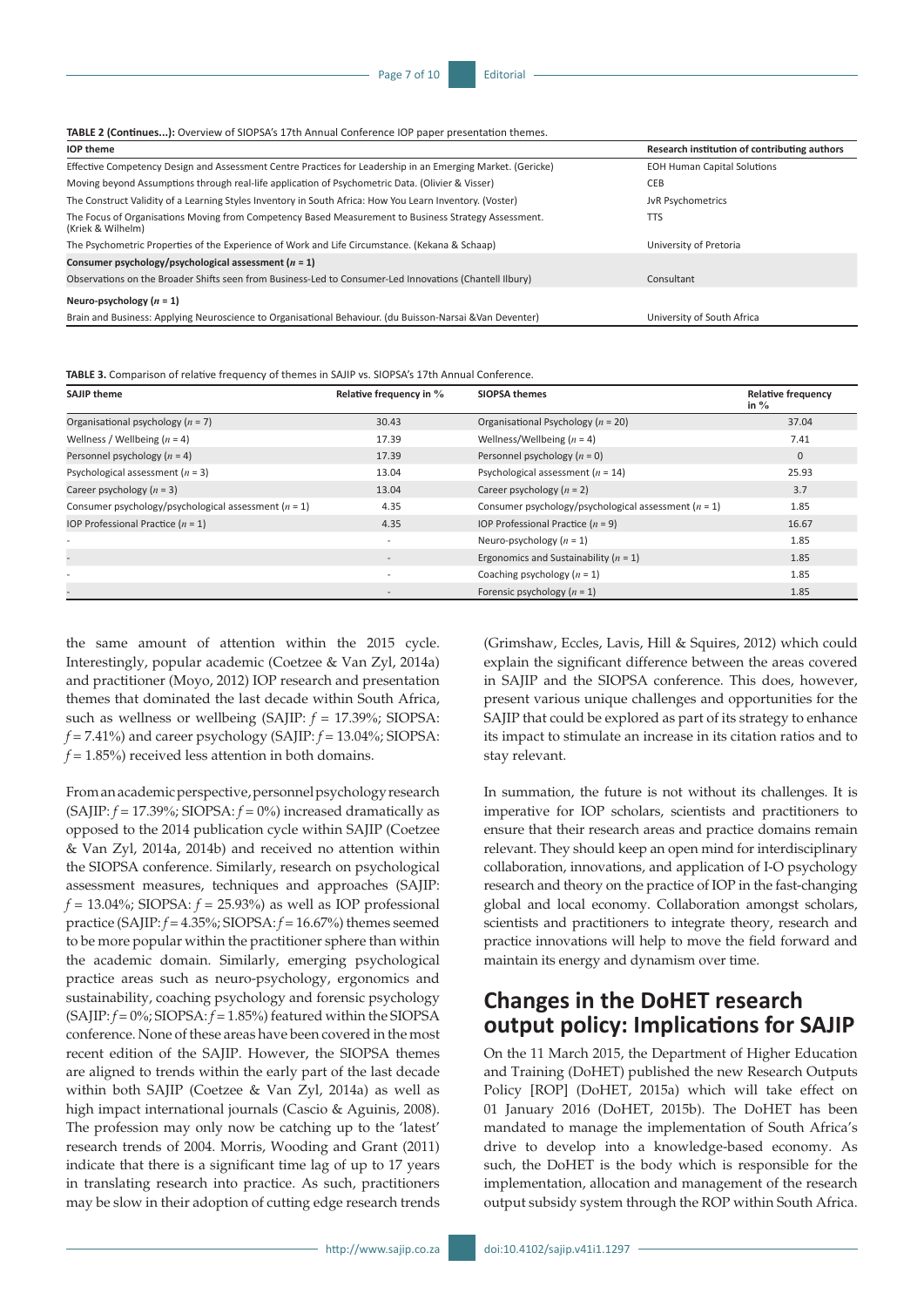**TABLE 2 (Continues...):** Overview of SIOPSA's 17th Annual Conference IOP paper presentation themes.

| IOP theme | Research institution of contributing authors |
|---|---|
| Effective Competency Design and Assessment Centre Practices for Leadership in an Emerging Market. (Gericke) | EOH Human Capital Solutions |
| Moving beyond Assumptions through real-life application of Psychometric Data. (Olivier & Visser) | CEB |
| The Construct Validity of a Learning Styles Inventory in South Africa: How You Learn Inventory. (Voster) | JvR Psychometrics |
| The Focus of Organisations Moving from Competency Based Measurement to Business Strategy Assessment. (Kriek & Wilhelm) | TTS |
| The Psychometric Properties of the Experience of Work and Life Circumstance. (Kekana & Schaap) | University of Pretoria |
| **Consumer psychology/psychological assessment ($n$ = 1)** | |
| Observations on the Broader Shifts seen from Business-Led to Consumer-Led Innovations (Chantell Ilbury) | Consultant |
| **Neuro-psychology ($n$ = 1)** | |
| Brain and Business: Applying Neuroscience to Organisational Behaviour. (du Buisson-Narsai &Van Deventer) | University of South Africa |

**TABLE 3.** Comparison of relative frequency of themes in SAJIP vs. SIOPSA's 17th Annual Conference.

| SAJIP theme | Relative frequency in % | SIOPSA themes | Relative frequency in % |
|---|---|---|---|
| Organisational psychology ($n$ = 7) | 30.43 | Organisational Psychology ($n$ = 20) | 37.04 |
| Wellness / Wellbeing ($n$ = 4) | 17.39 | Wellness/Wellbeing ($n$ = 4) | 7.41 |
| Personnel psychology ($n$ = 4) | 17.39 | Personnel psychology ($n$ = 0) | 0 |
| Psychological assessment ($n$ = 3) | 13.04 | Psychological assessment ($n$ = 14) | 25.93 |
| Career psychology ($n$ = 3) | 13.04 | Career psychology ($n$ = 2) | 3.7 |
| Consumer psychology/psychological assessment ($n$ = 1) | 4.35 | Consumer psychology/psychological assessment ($n$ = 1) | 1.85 |
| IOP Professional Practice ($n$ = 1) | 4.35 | IOP Professional Practice ($n$ = 9) | 16.67 |
| - | - | Neuro-psychology ($n$ = 1) | 1.85 |
| - | - | Ergonomics and Sustainability ($n$ = 1) | 1.85 |
| - | - | Coaching psychology ($n$ = 1) | 1.85 |
| - | - | Forensic psychology ($n$ = 1) | 1.85 |

the same amount of attention within the 2015 cycle. Interestingly, popular academic (Coetzee & Van Zyl, 2014a) and practitioner (Moyo, 2012) IOP research and presentation themes that dominated the last decade within South Africa, such as wellness or wellbeing (SAJIP: $f$ = 17.39%; SIOPSA: $f$ = 7.41%) and career psychology (SAJIP: $f$ = 13.04%; SIOPSA: $f$ = 1.85%) received less attention in both domains.

From an academic perspective, personnel psychology research (SAJIP: $f$ = 17.39%; SIOPSA: $f$ = 0%) increased dramatically as opposed to the 2014 publication cycle within SAJIP (Coetzee & Van Zyl, 2014a, 2014b) and received no attention within the SIOPSA conference. Similarly, research on psychological assessment measures, techniques and approaches (SAJIP: $f$ = 13.04%; SIOPSA: $f$ = 25.93%) as well as IOP professional practice (SAJIP: $f$ = 4.35%; SIOPSA: $f$ = 16.67%) themes seemed to be more popular within the practitioner sphere than within the academic domain. Similarly, emerging psychological practice areas such as neuro-psychology, ergonomics and sustainability, coaching psychology and forensic psychology (SAJIP: $f$ = 0%; SIOPSA: $f$ = 1.85%) featured within the SIOPSA conference. None of these areas have been covered in the most recent edition of the SAJIP. However, the SIOPSA themes are aligned to trends within the early part of the last decade within both SAJIP (Coetzee & Van Zyl, 2014a) as well as high impact international journals (Cascio & Aguinis, 2008). The profession may only now be catching up to the 'latest' research trends of 2004. Morris, Wooding and Grant (2011) indicate that there is a significant time lag of up to 17 years in translating research into practice. As such, practitioners may be slow in their adoption of cutting edge research trends (Grimshaw, Eccles, Lavis, Hill & Squires, 2012) which could explain the significant difference between the areas covered in SAJIP and the SIOPSA conference. This does, however, present various unique challenges and opportunities for the SAJIP that could be explored as part of its strategy to enhance its impact to stimulate an increase in its citation ratios and to stay relevant.

In summation, the future is not without its challenges. It is imperative for IOP scholars, scientists and practitioners to ensure that their research areas and practice domains remain relevant. They should keep an open mind for interdisciplinary collaboration, innovations, and application of I-O psychology research and theory on the practice of IOP in the fast-changing global and local economy. Collaboration amongst scholars, scientists and practitioners to integrate theory, research and practice innovations will help to move the field forward and maintain its energy and dynamism over time.

## Changes in the DoHET research output policy: Implications for SAJIP

On the 11 March 2015, the Department of Higher Education and Training (DoHET) published the new Research Outputs Policy [ROP] (DoHET, 2015a) which will take effect on 01 January 2016 (DoHET, 2015b). The DoHET has been mandated to manage the implementation of South Africa's drive to develop into a knowledge-based economy. As such, the DoHET is the body which is responsible for the implementation, allocation and management of the research output subsidy system through the ROP within South Africa.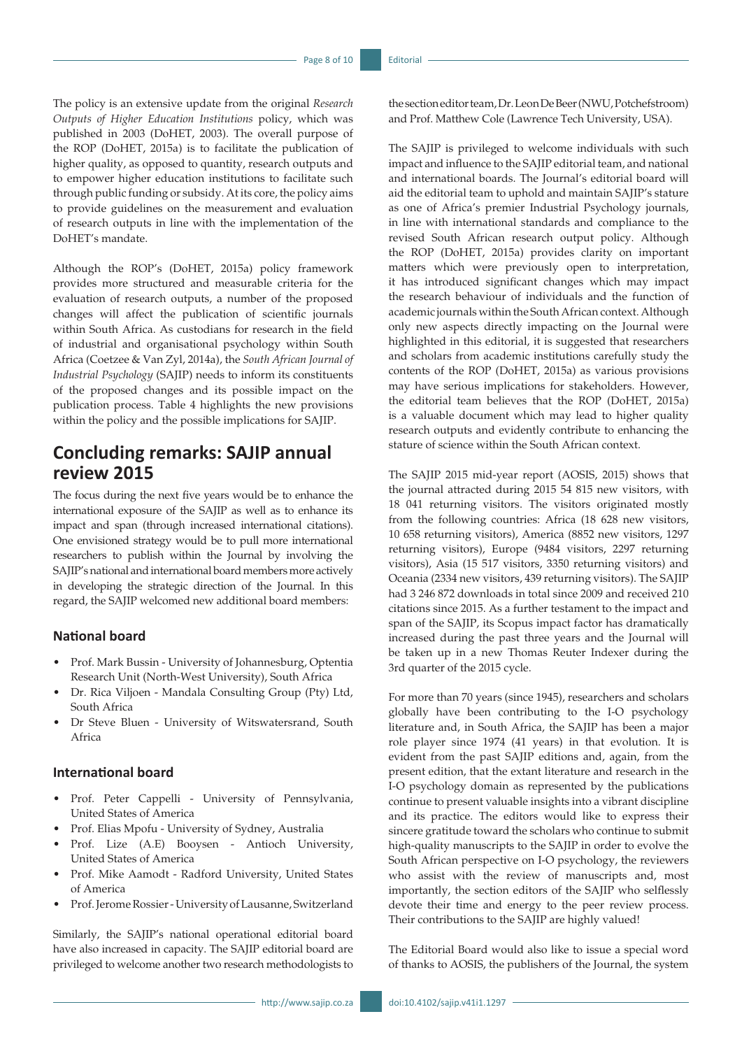The policy is an extensive update from the original *Research Outputs of Higher Education Institutions* policy, which was published in 2003 (DoHET, 2003). The overall purpose of the ROP (DoHET, 2015a) is to facilitate the publication of higher quality, as opposed to quantity, research outputs and to empower higher education institutions to facilitate such through public funding or subsidy. At its core, the policy aims to provide guidelines on the measurement and evaluation of research outputs in line with the implementation of the DoHET's mandate.

Although the ROP's (DoHET, 2015a) policy framework provides more structured and measurable criteria for the evaluation of research outputs, a number of the proposed changes will affect the publication of scientific journals within South Africa. As custodians for research in the field of industrial and organisational psychology within South Africa (Coetzee & Van Zyl, 2014a), the *South African Journal of Industrial Psychology* (SAJIP) needs to inform its constituents of the proposed changes and its possible impact on the publication process. Table 4 highlights the new provisions within the policy and the possible implications for SAJIP.

## Concluding remarks: SAJIP annual review 2015

The focus during the next five years would be to enhance the international exposure of the SAJIP as well as to enhance its impact and span (through increased international citations). One envisioned strategy would be to pull more international researchers to publish within the Journal by involving the SAJIP's national and international board members more actively in developing the strategic direction of the Journal. In this regard, the SAJIP welcomed new additional board members:

### National board

- Prof. Mark Bussin - University of Johannesburg, Optentia Research Unit (North-West University), South Africa
- Dr. Rica Viljoen - Mandala Consulting Group (Pty) Ltd, South Africa
- Dr Steve Bluen - University of Witswatersrand, South Africa

### International board

- Prof. Peter Cappelli - University of Pennsylvania, United States of America
- Prof. Elias Mpofu - University of Sydney, Australia
- Prof. Lize (A.E) Booysen - Antioch University, United States of America
- Prof. Mike Aamodt - Radford University, United States of America
- Prof. Jerome Rossier - University of Lausanne, Switzerland

Similarly, the SAJIP's national operational editorial board have also increased in capacity. The SAJIP editorial board are privileged to welcome another two research methodologists to the section editor team, Dr. Leon De Beer (NWU, Potchefstroom) and Prof. Matthew Cole (Lawrence Tech University, USA).

The SAJIP is privileged to welcome individuals with such impact and influence to the SAJIP editorial team, and national and international boards. The Journal's editorial board will aid the editorial team to uphold and maintain SAJIP's stature as one of Africa's premier Industrial Psychology journals, in line with international standards and compliance to the revised South African research output policy. Although the ROP (DoHET, 2015a) provides clarity on important matters which were previously open to interpretation, it has introduced significant changes which may impact the research behaviour of individuals and the function of academic journals within the South African context. Although only new aspects directly impacting on the Journal were highlighted in this editorial, it is suggested that researchers and scholars from academic institutions carefully study the contents of the ROP (DoHET, 2015a) as various provisions may have serious implications for stakeholders. However, the editorial team believes that the ROP (DoHET, 2015a) is a valuable document which may lead to higher quality research outputs and evidently contribute to enhancing the stature of science within the South African context.

The SAJIP 2015 mid-year report (AOSIS, 2015) shows that the journal attracted during 2015 54 815 new visitors, with 18 041 returning visitors. The visitors originated mostly from the following countries: Africa (18 628 new visitors, 10 658 returning visitors), America (8852 new visitors, 1297 returning visitors), Europe (9484 visitors, 2297 returning visitors), Asia (15 517 visitors, 3350 returning visitors) and Oceania (2334 new visitors, 439 returning visitors). The SAJIP had 3 246 872 downloads in total since 2009 and received 210 citations since 2015. As a further testament to the impact and span of the SAJIP, its Scopus impact factor has dramatically increased during the past three years and the Journal will be taken up in a new Thomas Reuter Indexer during the 3rd quarter of the 2015 cycle.

For more than 70 years (since 1945), researchers and scholars globally have been contributing to the I-O psychology literature and, in South Africa, the SAJIP has been a major role player since 1974 (41 years) in that evolution. It is evident from the past SAJIP editions and, again, from the present edition, that the extant literature and research in the I-O psychology domain as represented by the publications continue to present valuable insights into a vibrant discipline and its practice. The editors would like to express their sincere gratitude toward the scholars who continue to submit high-quality manuscripts to the SAJIP in order to evolve the South African perspective on I-O psychology, the reviewers who assist with the review of manuscripts and, most importantly, the section editors of the SAJIP who selflessly devote their time and energy to the peer review process. Their contributions to the SAJIP are highly valued!

The Editorial Board would also like to issue a special word of thanks to AOSIS, the publishers of the Journal, the system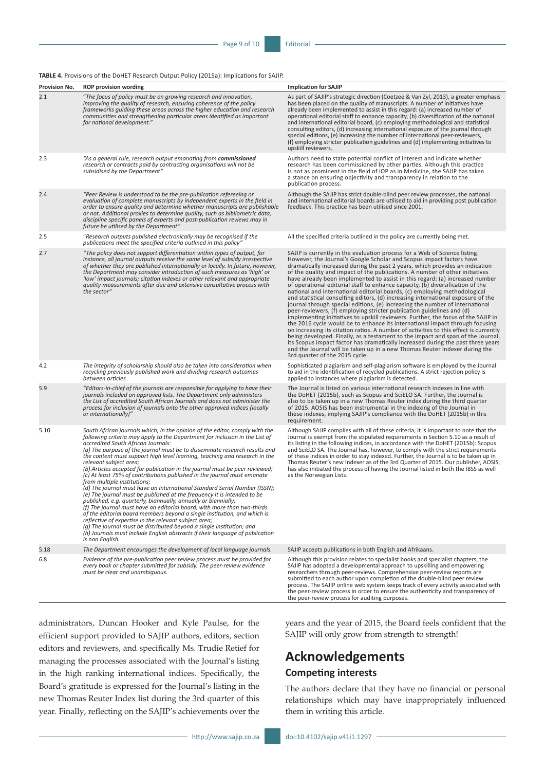**TABLE 4.** Provisions of the DoHET Research Output Policy (2015a): Implications for SAJIP.

| Provision No. | ROP provision wording | Implication for SAJIP |
|---|---|---|
| 2.1 | *"The focus of policy must be on growing research and innovation, improving the quality of research, ensuring coherence of the policy frameworks guiding these areas across the higher education and research communities and strengthening particular areas identified as important for national development."* | As part of SAJIP's strategic direction (Coetzee & Van Zyl, 2013), a greater emphasis has been placed on the quality of manuscripts. A number of initiatives have already been implemented to assist in this regard: (a) increased number of operational editorial staff to enhance capacity, (b) diversification of the national and international editorial board, (c) employing methodological and statistical consulting editors, (d) increasing international exposure of the journal through special editions, (e) increasing the number of international peer-reviewers, (f) employing stricter publication guidelines and (d) implementing initiatives to upskill reviewers. |
| 2.3 | *"As a general rule, research output emanating from **commissioned** research or contracts paid by contracting organisations will not be subsidised by the Department"* | Authors need to state potential conflict of interest and indicate whether research has been commissioned by other parties. Although this practice is not as prominent in the field of IOP as in Medicine, the SAJIP has taken a stance on ensuring objectivity and transparency in relation to the publication process. |
| 2.4 | *"Peer Review is understood to be the pre-publication refereeing or evaluation of complete manuscripts by independent experts in the field in order to ensure quality and determine whether manuscripts are publishable or not. Additional proxies to determine quality, such as bibliometric data, discipline specific panels of experts and post-publication reviews may in future be utilised by the Department"* | Although the SAJIP has strict double-blind peer review processes, the national and international editorial boards are utilised to aid in providing post publication feedback. This practice has been utilised since 2001. |
| 2.5 | *"Research outputs published electronically may be recognised if the publications meet the specified criteria outlined in this policy"* | All the specified criteria outlined in the policy are currently being met. |
| 2.7 | *"The policy does not support differentiation within types of output, for instance, all journal outputs receive the same level of subsidy irrespective of whether they are published internationally or locally. In future, however, the Department may consider introduction of such measures as 'high' or 'low' impact journals; citation indexes or other relevant and appropriate quality measurements after due and extensive consultative process with the sector"* | SAJIP is currently in the evaluation process for a Web of Science listing. However, the Journal's Google Scholar and Scopus impact factors have dramatically increased during the past 2 years, which provides an indication of the quality and impact of the publications. A number of other initiatives have already been implemented to assist in this regard: (a) increased number of operational editorial staff to enhance capacity, (b) diversification of the national and international editorial boards, (c) employing methodological and statistical consulting editors, (d) increasing international exposure of the journal through special editions, (e) increasing the number of international peer-reviewers, (f) employing stricter publication guidelines and (d) implementing initiatives to upskill reviewers. Further, the focus of the SAJIP in the 2016 cycle would be to enhance its international impact through focusing on increasing its citation ratios. A number of activities to this effect is currently being developed. Finally, as a testament to the impact and span of the Journal, its Scopus impact factor has dramatically increased during the past three years and the Journal will be taken up in a new Thomas Reuter Indexer during the 3rd quarter of the 2015 cycle. |
| 4.2 | *The integrity of scholarship should also be taken into consideration when recycling previously published work and dividing research outcomes between articles* | Sophisticated plagiarism and self-plagiarism software is employed by the Journal to aid in the identification of recycled publications. A strict rejection policy is applied to instances where plagiarism is detected. |
| 5.9 | *"Editors-in-chief of the journals are responsible for applying to have their journals included on approved lists. The Department only administers the List of accredited South African Journals and does not administer the process for inclusion of journals onto the other approved indices (locally or internationally)"* | The Journal is listed on various international research indexes in line with the DoHET (2015b), such as Scopus and SciELO SA. Further, the Journal is also to be taken up in a new Thomas Reuter index during the third quarter of 2015. AOSIS has been instrumental in the indexing of the Journal in these indexes, implying SAJIP's compliance with the DoHET (2015b) in this requirement. |
| 5.10 | *South African journals which, in the opinion of the editor, comply with the following criteria may apply to the Department for inclusion in the List of accredited South African Journals:* *(a) The purpose of the journal must be to disseminate research results and the content must support high level learning, teaching and research in the relevant subject area;* *(b) Articles accepted for publication in the journal must be peer reviewed;* *(c) At least 75% of contributions published in the journal must emanate from multiple institutions;* *(d) The journal must have an International Standard Serial Number (ISSN);* *(e) The journal must be published at the frequency it is intended to be published, e.g. quarterly, biannually, annually or biennially;* *(f) The journal must have an editorial board, with more than two-thirds of the editorial board members beyond a single institution, and which is reflective of expertise in the relevant subject area;* *(g) The journal must be distributed beyond a single institution; and* *(h) Journals must include English abstracts if their language of publication is non English.* | Although SAJIP complies with all of these criteria, it is important to note that the Journal is exempt from the stipulated requirements in Section 5.10 as a result of its listing in the following indices, in accordance with the DoHET (2015b): Scopus and SciELO SA. The Journal has, however, to comply with the strict requirements of these indices in order to stay indexed. Further, the Journal is to be taken up in Thomas Reuter's new Indexer as of the 3rd Quarter of 2015. Our publisher, AOSIS, has also initiated the process of having the Journal listed in both the IBSS as well as the Norwegian Lists. |
| 5.18 | *The Department encourages the development of local language journals.* | SAJIP accepts publications in both English and Afrikaans. |
| 6.8 | *Evidence of the pre-publication peer review process must be provided for every book or chapter submitted for subsidy. The peer-review evidence must be clear and unambiguous.* | Although this provision relates to specialist books and specialist chapters, the SAJIP has adopted a developmental approach to upskilling and empowering researchers through peer-reviews. Comprehensive peer-review reports are submitted to each author upon completion of the double-blind peer review process. The SAJIP online web system keeps track of every activity associated with the peer-review process in order to ensure the authenticity and transparency of the peer-review process for auditing purposes. |

administrators, Duncan Hooker and Kyle Paulse, for the efficient support provided to SAJIP authors, editors, section editors and reviewers, and specifically Ms. Trudie Retief for managing the processes associated with the Journal's listing in the high ranking international indices. Specifically, the Board's gratitude is expressed for the Journal's listing in the new Thomas Reuter Index list during the 3rd quarter of this year. Finally, reflecting on the SAJIP's achievements over the years and the year of 2015, the Board feels confident that the SAJIP will only grow from strength to strength!

# Acknowledgements

## Competing interests

The authors declare that they have no financial or personal relationships which may have inappropriately influenced them in writing this article.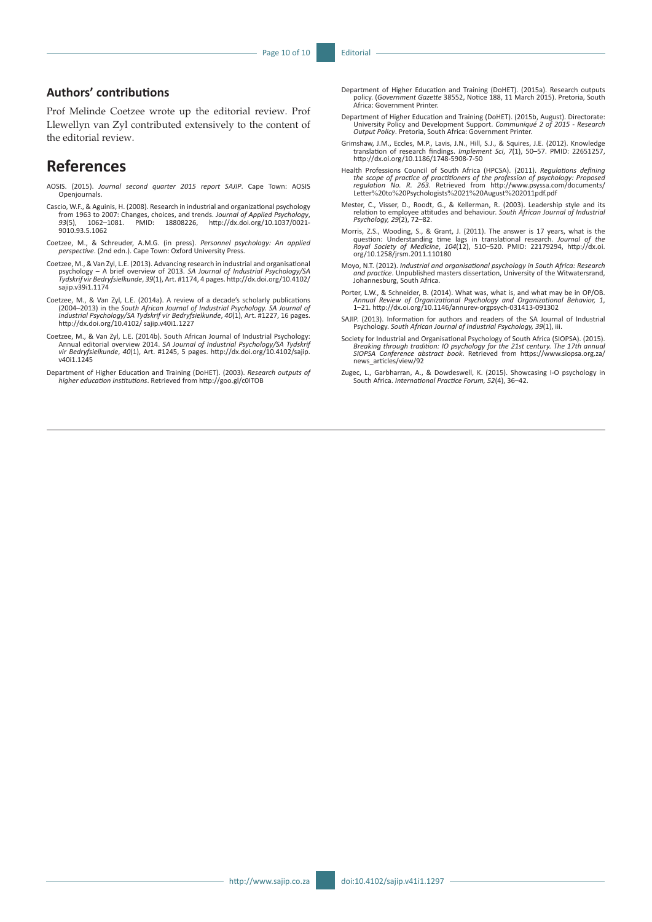## Authors' contributions

Prof Melinde Coetzee wrote up the editorial review. Prof Llewellyn van Zyl contributed extensively to the content of the editorial review.

# References

AOSIS. (2015). *Journal second quarter 2015 report SAJIP*. Cape Town: AOSIS Openjournals.

Cascio, W.F., & Aguinis, H. (2008). Research in industrial and organizational psychology from 1963 to 2007: Changes, choices, and trends. *Journal of Applied Psychology*, *93*(5), 1062–1081. PMID: 18808226, http://dx.doi.org/10.1037/0021-9010.93.5.1062

Coetzee, M., & Schreuder, A.M.G. (in press). *Personnel psychology: An applied perspective*. (2nd edn.). Cape Town: Oxford University Press.

Coetzee, M., & Van Zyl, L.E. (2013). Advancing research in industrial and organisational psychology – A brief overview of 2013. *SA Journal of Industrial Psychology/SA Tydskrif vir Bedryfsielkunde*, *39*(1), Art. #1174, 4 pages. http://dx.doi.org/10.4102/sajip.v39i1.1174

Coetzee, M., & Van Zyl, L.E. (2014a). A review of a decade's scholarly publications (2004–2013) in the *South African Journal of Industrial Psychology. SA Journal of Industrial Psychology/SA Tydskrif vir Bedryfsielkunde*, *40*(1), Art. #1227, 16 pages. http://dx.doi.org/10.4102/ sajip.v40i1.1227

Coetzee, M., & Van Zyl, L.E. (2014b). South African Journal of Industrial Psychology: Annual editorial overview 2014. *SA Journal of Industrial Psychology/SA Tydskrif vir Bedryfsielkunde*, *40*(1), Art. #1245, 5 pages. http://dx.doi.org/10.4102/sajip.v40i1.1245

Department of Higher Education and Training (DoHET). (2003). *Research outputs of higher education institutions*. Retrieved from http://goo.gl/c0ITOB

Department of Higher Education and Training (DoHET). (2015a). Research outputs policy. (*Government Gazette* 38552, Notice 188, 11 March 2015). Pretoria, South Africa: Government Printer.

Department of Higher Education and Training (DoHET). (2015b, August). Directorate: University Policy and Development Support. *Communiqué 2 of 2015 - Research Output Policy*. Pretoria, South Africa: Government Printer.

Grimshaw, J.M., Eccles, M.P., Lavis, J.N., Hill, S.J., & Squires, J.E. (2012). Knowledge translation of research findings. *Implement Sci*, *7*(1), 50–57. PMID: 22651257, http://dx.doi.org/10.1186/1748-5908-7-50

Health Professions Council of South Africa (HPCSA). (2011). *Regulations defining the scope of practice of practitioners of the profession of psychology: Proposed regulation No. R. 263*. Retrieved from http://www.psyssa.com/documents/Letter%20to%20Psychologists%2021%20August%202011pdf.pdf

Mester, C., Visser, D., Roodt, G., & Kellerman, R. (2003). Leadership style and its relation to employee attitudes and behaviour. *South African Journal of Industrial Psychology, 29*(2), 72–82.

Morris, Z.S., Wooding, S., & Grant, J. (2011). The answer is 17 years, what is the question: Understanding time lags in translational research. *Journal of the Royal Society of Medicine*, *104*(12), 510–520. PMID: 22179294, http://dx.doi.org/10.1258/jrsm.2011.110180

Moyo, N.T. (2012). *Industrial and organisational psychology in South Africa: Research and practice*. Unpublished masters dissertation, University of the Witwatersrand, Johannesburg, South Africa.

Porter, L.W., & Schneider, B. (2014). What was, what is, and what may be in OP/OB. *Annual Review of Organizational Psychology and Organizational Behavior, 1*, 1–21. http://dx.doi.org/10.1146/annurev-orgpsych-031413-091302

SAJIP. (2013). Information for authors and readers of the SA Journal of Industrial Psychology. *South African Journal of Industrial Psychology, 39*(1), iii.

Society for Industrial and Organisational Psychology of South Africa (SIOPSA). (2015). *Breaking through tradition: IO psychology for the 21st century. The 17th annual SIOPSA Conference abstract book*. Retrieved from https://www.siopsa.org.za/news_articles/view/92

Zugec, L., Garbharran, A., & Dowdeswell, K. (2015). Showcasing I-O psychology in South Africa. *International Practice Forum, 52*(4), 36–42.